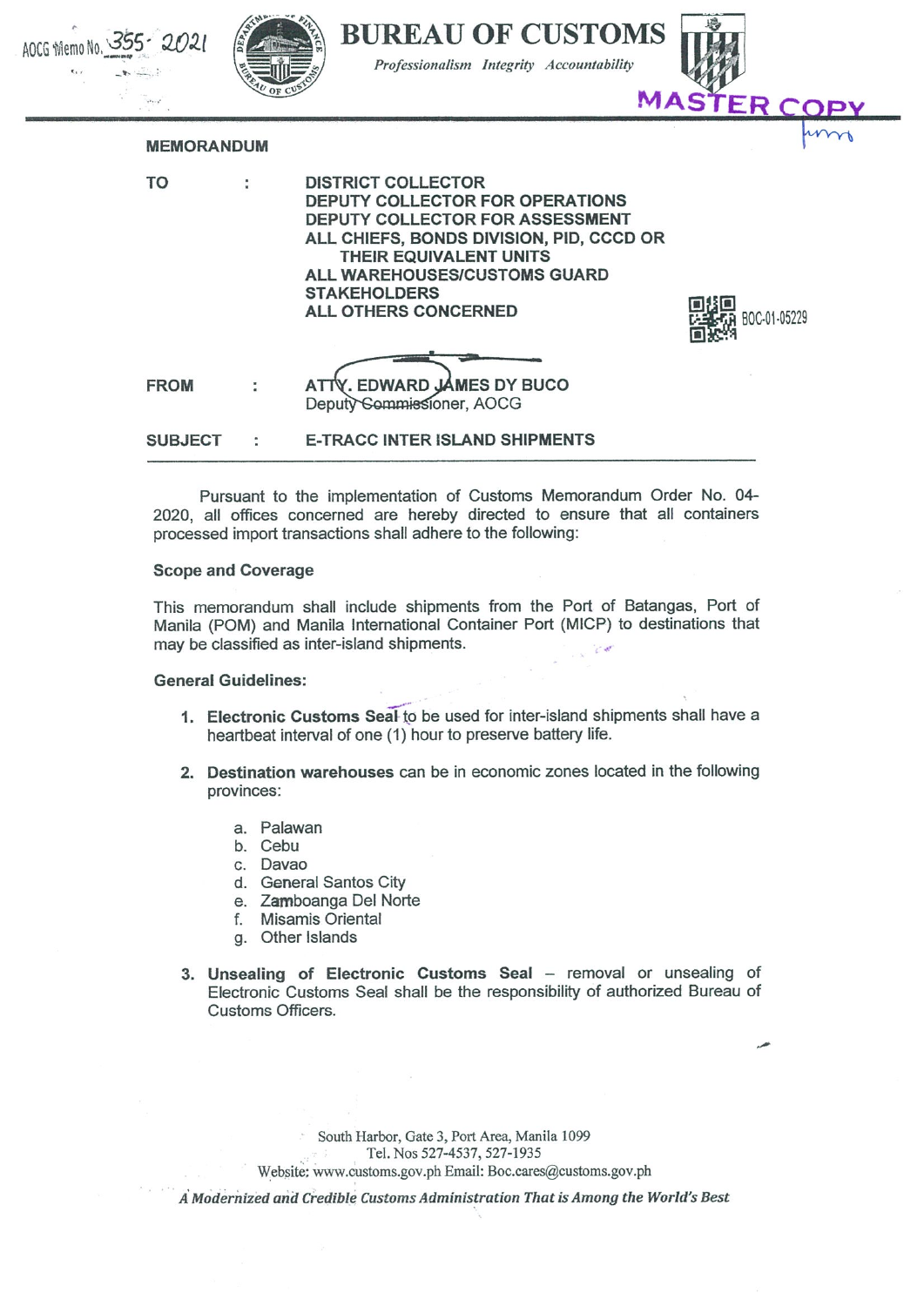AOCG Memo No. 355-2021

# BUREAU OF CUSTOMS

*Professionalism Integrity Accountability*

MASTER COPY

**MEMORANDUM**

**TO** : **DISTRICT COLLECTOR**
**DEPUTY COLLECTOR FOR OPERATIONS**
**DEPUTY COLLECTOR FOR ASSESSMENT**
**ALL CHIEFS, BONDS DIVISION, PID, CCCD OR THEIR EQUIVALENT UNITS**
**ALL WAREHOUSES/CUSTOMS GUARD**
**STAKEHOLDERS**
**ALL OTHERS CONCERNED**

BOC-01-05229

**FROM** : **ATTY. EDWARD JAMES DY BUCO**
Deputy Commissioner, AOCG

**SUBJECT** : **E-TRACC INTER ISLAND SHIPMENTS**

Pursuant to the implementation of Customs Memorandum Order No. 04-2020, all offices concerned are hereby directed to ensure that all containers processed import transactions shall adhere to the following:

**Scope and Coverage**

This memorandum shall include shipments from the Port of Batangas, Port of Manila (POM) and Manila International Container Port (MICP) to destinations that may be classified as inter-island shipments.

**General Guidelines:**

1. **Electronic Customs Seal** to be used for inter-island shipments shall have a heartbeat interval of one (1) hour to preserve battery life.

2. **Destination warehouses** can be in economic zones located in the following provinces:

   a. Palawan
   b. Cebu
   c. Davao
   d. General Santos City
   e. Zamboanga Del Norte
   f. Misamis Oriental
   g. Other Islands

3. **Unsealing of Electronic Customs Seal** – removal or unsealing of Electronic Customs Seal shall be the responsibility of authorized Bureau of Customs Officers.

South Harbor, Gate 3, Port Area, Manila 1099
Tel. Nos 527-4537, 527-1935
Website: www.customs.gov.ph Email: Boc.cares@customs.gov.ph

*A Modernized and Credible Customs Administration That is Among the World's Best*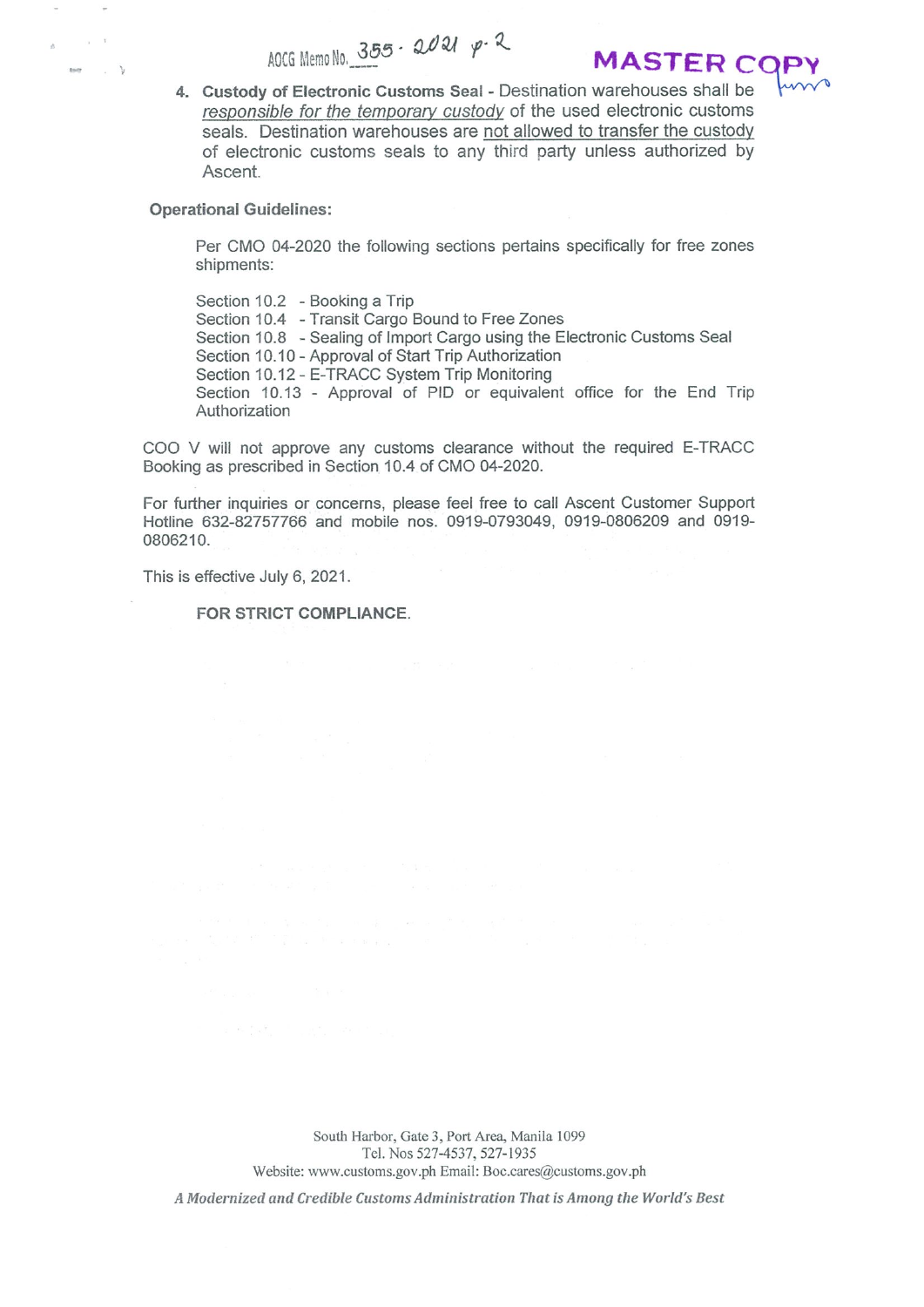AOCG Memo No. 355 - 2021 p. 2

MASTER COPY

4. **Custody of Electronic Customs Seal** - Destination warehouses shall be *responsible for the temporary custody* of the used electronic customs seals. Destination warehouses are not allowed to transfer the custody of electronic customs seals to any third party unless authorized by Ascent.

**Operational Guidelines:**

Per CMO 04-2020 the following sections pertains specifically for free zones shipments:

Section 10.2 - Booking a Trip
Section 10.4 - Transit Cargo Bound to Free Zones
Section 10.8 - Sealing of Import Cargo using the Electronic Customs Seal
Section 10.10 - Approval of Start Trip Authorization
Section 10.12 - E-TRACC System Trip Monitoring
Section 10.13 - Approval of PID or equivalent office for the End Trip Authorization

COO V will not approve any customs clearance without the required E-TRACC Booking as prescribed in Section 10.4 of CMO 04-2020.

For further inquiries or concerns, please feel free to call Ascent Customer Support Hotline 632-82757766 and mobile nos. 0919-0793049, 0919-0806209 and 0919-0806210.

This is effective July 6, 2021.

**FOR STRICT COMPLIANCE.**

South Harbor, Gate 3, Port Area, Manila 1099
Tel. Nos 527-4537, 527-1935
Website: www.customs.gov.ph Email: Boc.cares@customs.gov.ph

*A Modernized and Credible Customs Administration That is Among the World's Best*